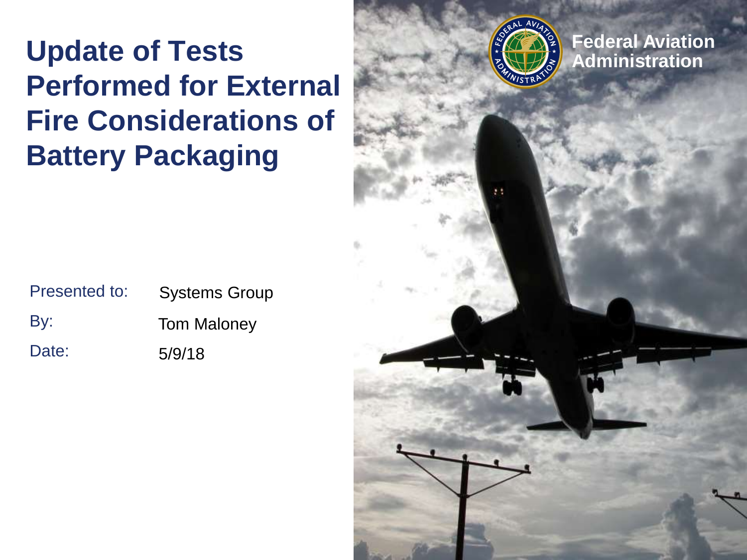# Update of Tests Performed for External Fire Considerations of Battery Packaging

Federal Aviation Administration

| | |
|---|---|
| Presented to: | Systems Group |
| By: | Tom Maloney |
| Date: | 5/9/18 |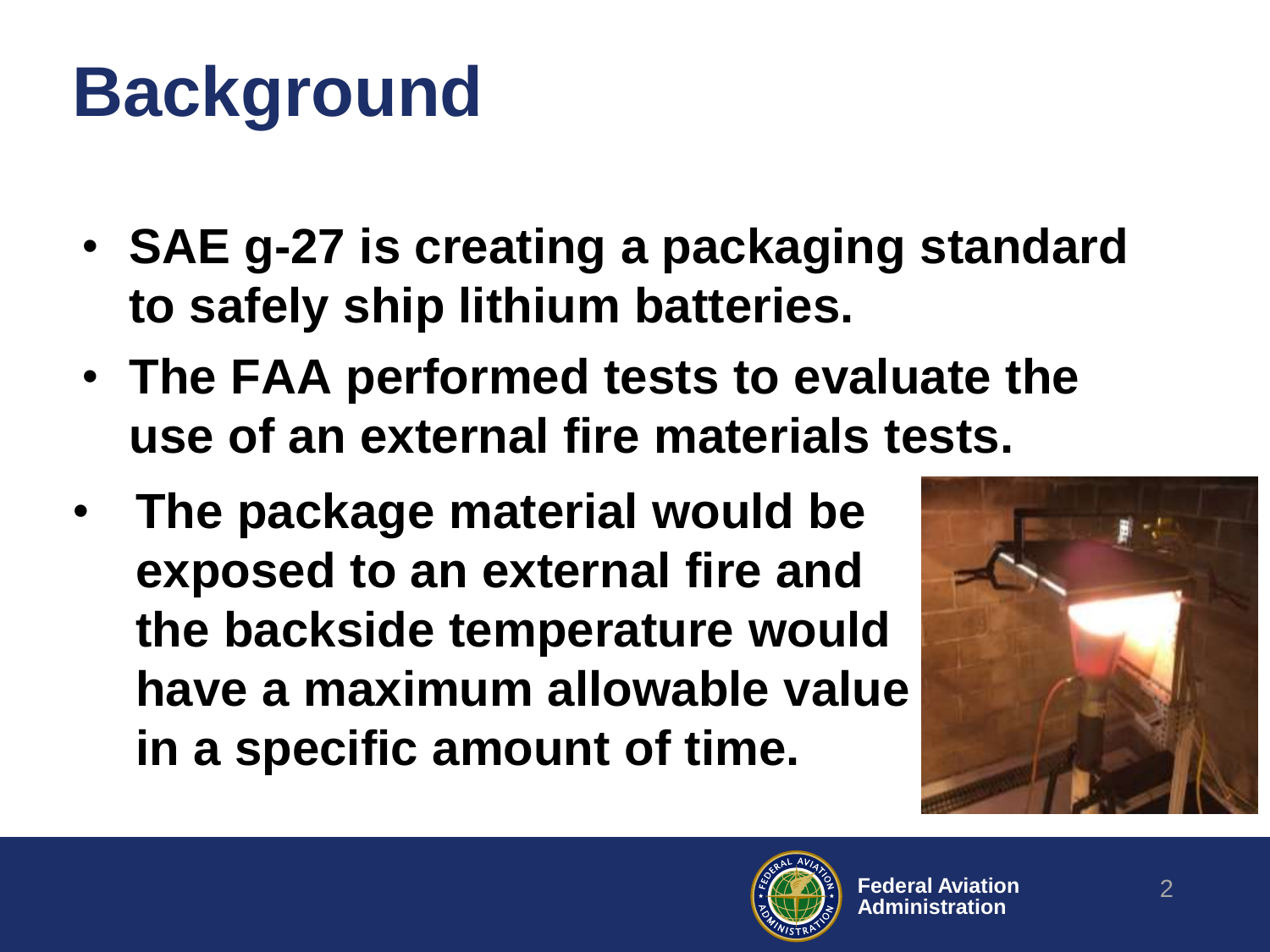# Background

- **SAE g-27 is creating a packaging standard to safely ship lithium batteries.**
- **The FAA performed tests to evaluate the use of an external fire materials tests.**
- **The package material would be exposed to an external fire and the backside temperature would have a maximum allowable value in a specific amount of time.**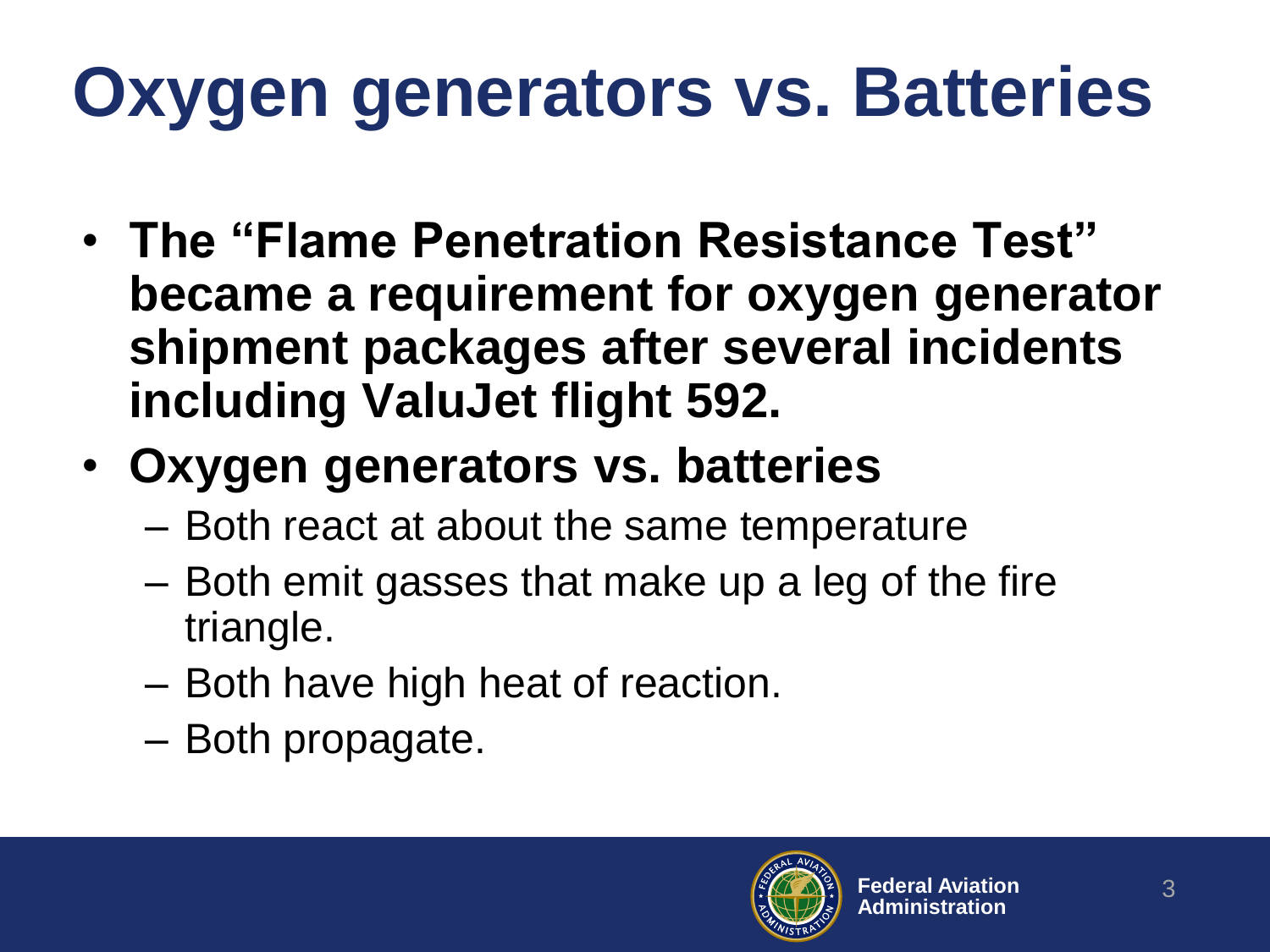# Oxygen generators vs. Batteries

- **The "Flame Penetration Resistance Test" became a requirement for oxygen generator shipment packages after several incidents including ValuJet flight 592.**
- **Oxygen generators vs. batteries**
  - Both react at about the same temperature
  - Both emit gasses that make up a leg of the fire triangle.
  - Both have high heat of reaction.
  - Both propagate.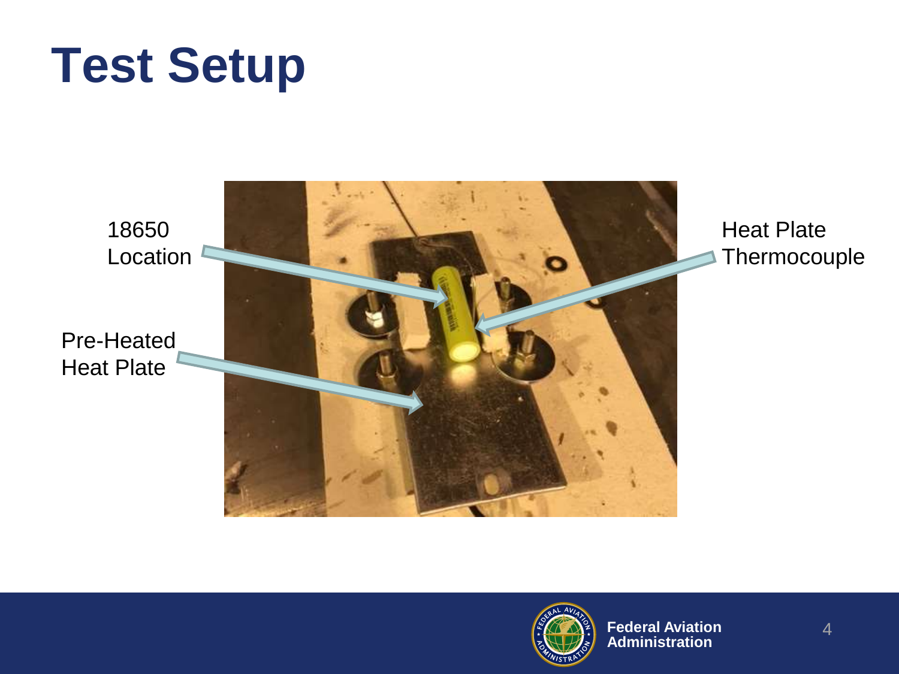# Test Setup

18650 Location

Pre-Heated Heat Plate

Heat Plate Thermocouple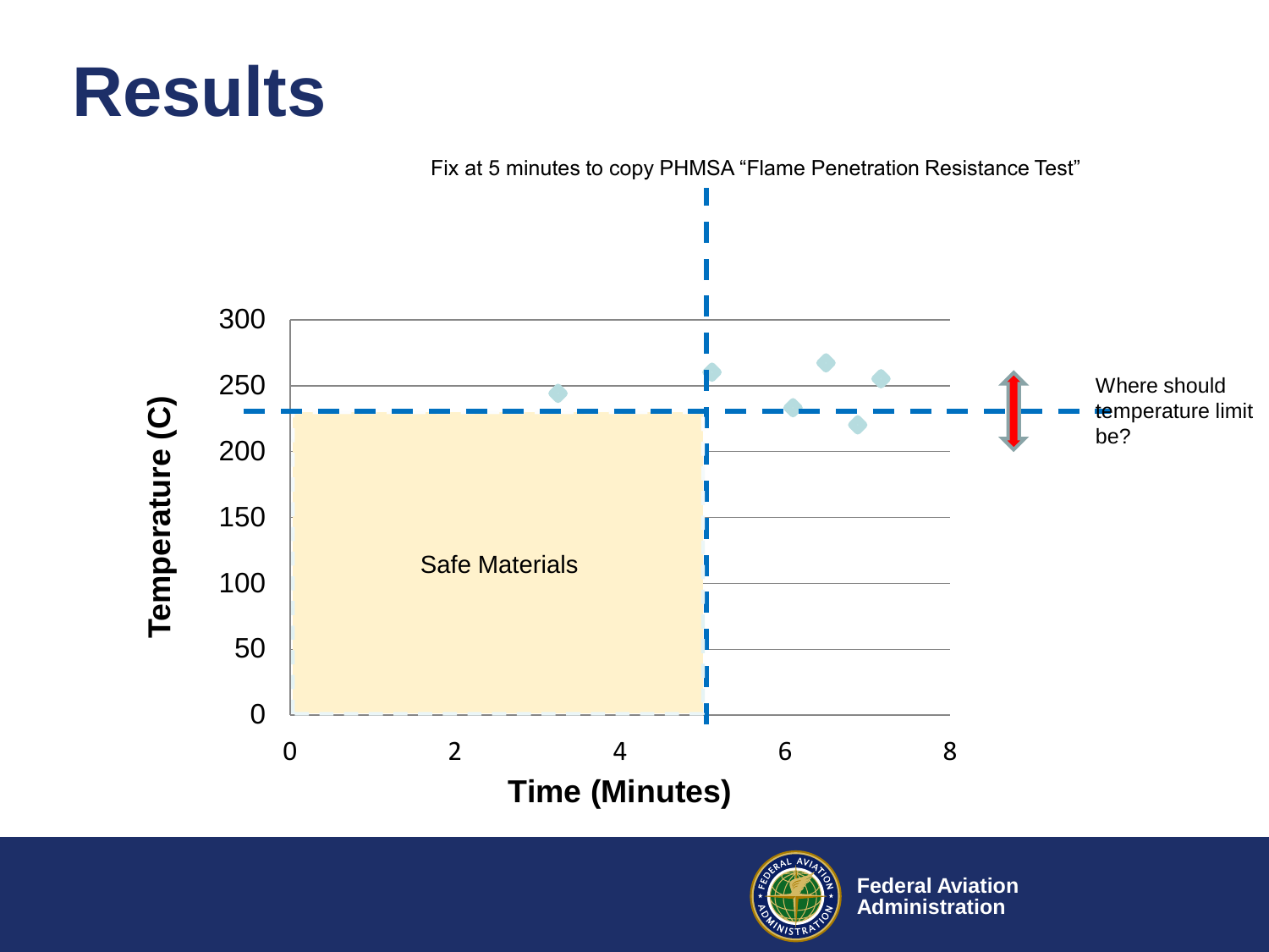# Results

Fix at 5 minutes to copy PHMSA "Flame Penetration Resistance Test"

Temperature (C)

Time (Minutes)

Safe Materials

Where should temperature limit be?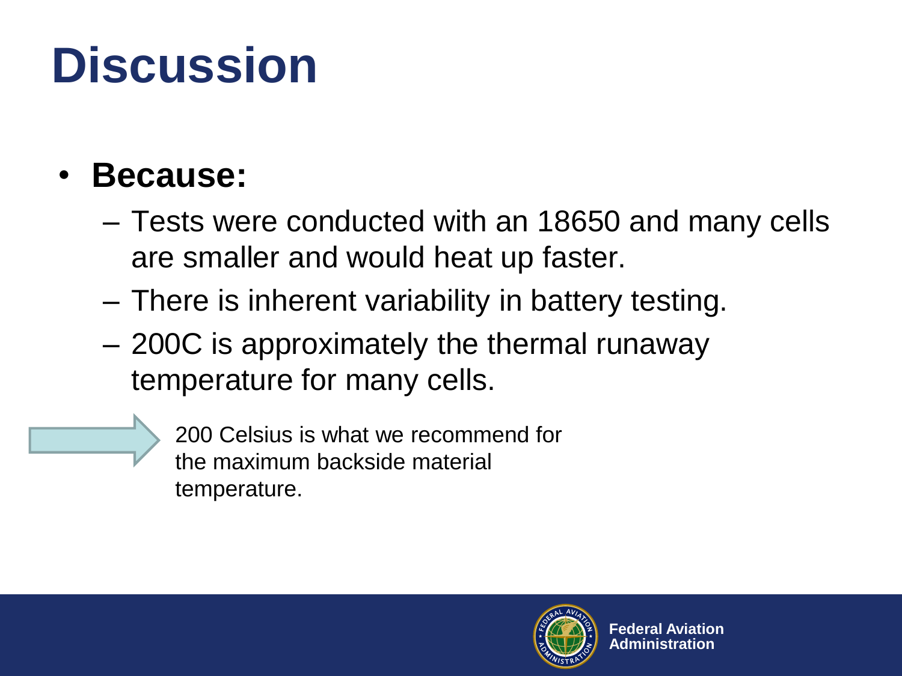# Discussion

- **Because:**
  - Tests were conducted with an 18650 and many cells are smaller and would heat up faster.
  - There is inherent variability in battery testing.
  - 200C is approximately the thermal runaway temperature for many cells.

200 Celsius is what we recommend for the maximum backside material temperature.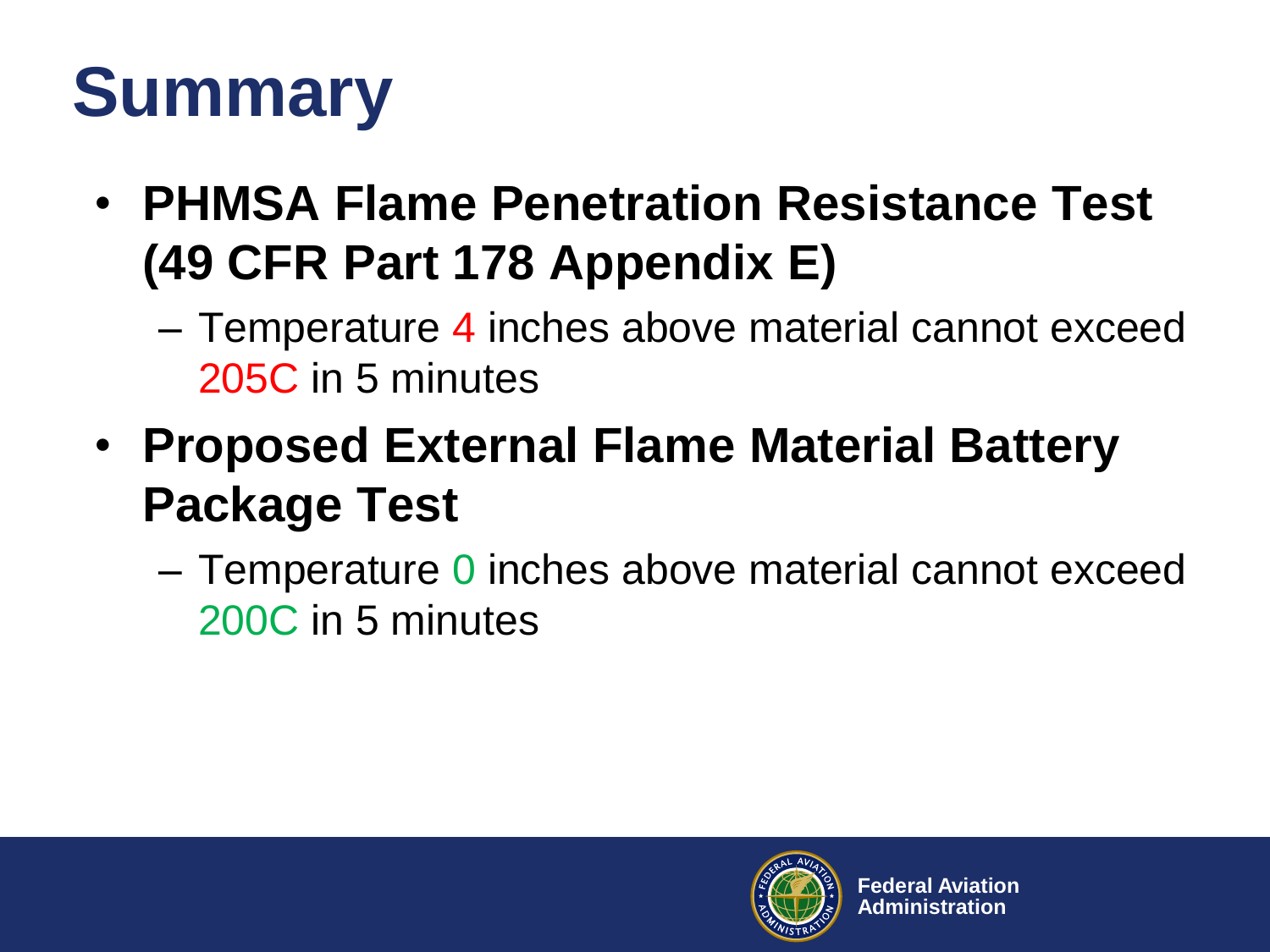# Summary

- **PHMSA Flame Penetration Resistance Test (49 CFR Part 178 Appendix E)**
  - Temperature 4 inches above material cannot exceed 205C in 5 minutes
- **Proposed External Flame Material Battery Package Test**
  - Temperature 0 inches above material cannot exceed 200C in 5 minutes